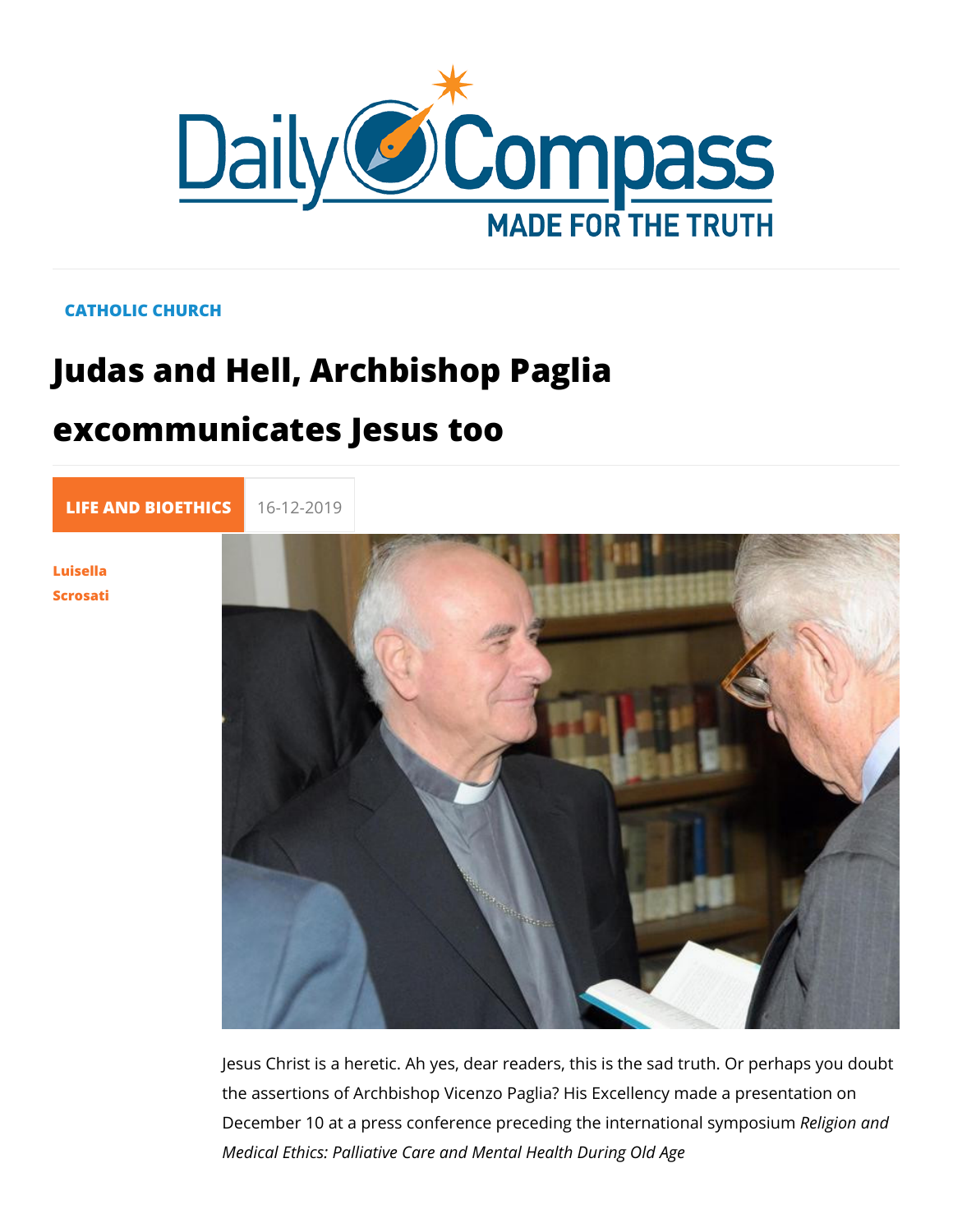CATHOLIC CHURCH

# Judas and Hell, Archbishop Paglia excommunicates Jesus too

LIFE AND BIOETHICS 16-12-2019

Luisella Scrosati

Jesus Christ is a heretic. Ah yes, dear readers, this is the sad truth. Or perhaps you doubt the assertions of Archbishop Vicenzo Paglia? His Excellency made a presentation on December 10 at a press conference preceding the international symposium *Religion and Medical Ethics: Palliative Care and Mental Health During Old Age*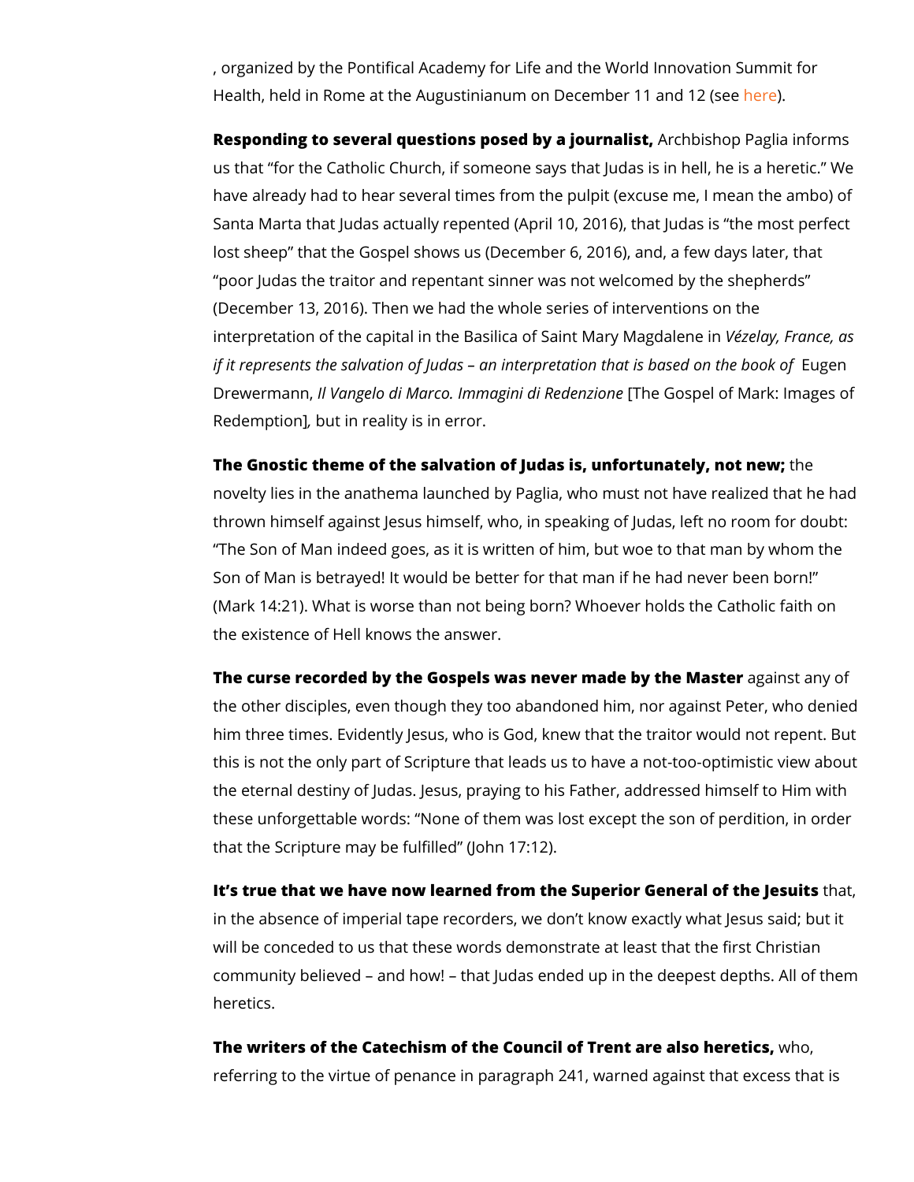, organized by the Pontifical Academy for Life and the World Innovation Summit for Health, held in Rome at the Augustinianum on December 11 and 12 (see here).

**Responding to several questions posed by a journalist,** Archbishop Paglia informs us that "for the Catholic Church, if someone says that Judas is in hell, he is a heretic." We have already had to hear several times from the pulpit (excuse me, I mean the ambo) of Santa Marta that Judas actually repented (April 10, 2016), that Judas is "the most perfect lost sheep" that the Gospel shows us (December 6, 2016), and, a few days later, that "poor Judas the traitor and repentant sinner was not welcomed by the shepherds" (December 13, 2016). Then we had the whole series of interventions on the interpretation of the capital in the Basilica of Saint Mary Magdalene in *Vézelay, France, as if it represents the salvation of Judas – an interpretation that is based on the book of* Eugen Drewermann, *Il Vangelo di Marco. Immagini di Redenzione* [The Gospel of Mark: Images of Redemption], but in reality is in error.

**The Gnostic theme of the salvation of Judas is, unfortunately, not new;** the novelty lies in the anathema launched by Paglia, who must not have realized that he had thrown himself against Jesus himself, who, in speaking of Judas, left no room for doubt: "The Son of Man indeed goes, as it is written of him, but woe to that man by whom the Son of Man is betrayed! It would be better for that man if he had never been born!" (Mark 14:21). What is worse than not being born? Whoever holds the Catholic faith on the existence of Hell knows the answer.

**The curse recorded by the Gospels was never made by the Master** against any of the other disciples, even though they too abandoned him, nor against Peter, who denied him three times. Evidently Jesus, who is God, knew that the traitor would not repent. But this is not the only part of Scripture that leads us to have a not-too-optimistic view about the eternal destiny of Judas. Jesus, praying to his Father, addressed himself to Him with these unforgettable words: "None of them was lost except the son of perdition, in order that the Scripture may be fulfilled" (John 17:12).

**It's true that we have now learned from the Superior General of the Jesuits** that, in the absence of imperial tape recorders, we don't know exactly what Jesus said; but it will be conceded to us that these words demonstrate at least that the first Christian community believed – and how! – that Judas ended up in the deepest depths. All of them heretics.

**The writers of the Catechism of the Council of Trent are also heretics,** who, referring to the virtue of penance in paragraph 241, warned against that excess that is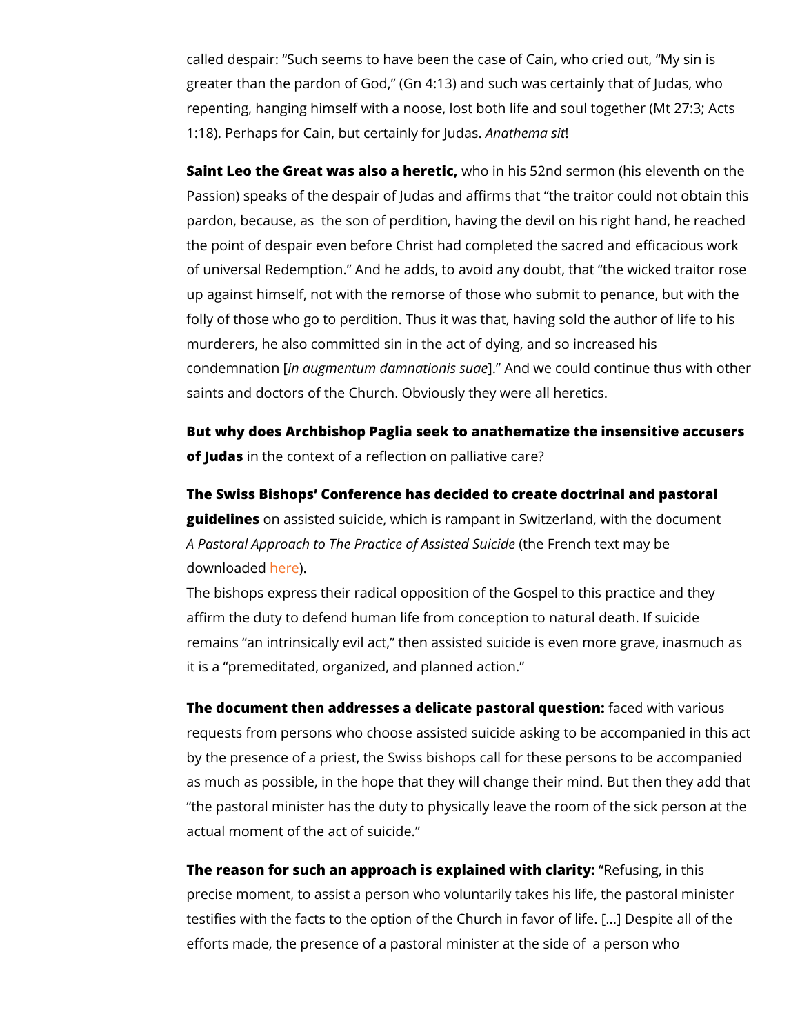called despair: "Such seems to have been the case of Cain, who cried out, "My sin is greater than the pardon of God," (Gn 4:13) and such was certainly that of Judas, who repenting, hanging himself with a noose, lost both life and soul together (Mt 27:3; Acts 1:18). Perhaps for Cain, but certainly for Judas. *Anathema sit*!

**Saint Leo the Great was also a heretic,** who in his 52nd sermon (his eleventh on the Passion) speaks of the despair of Judas and affirms that "the traitor could not obtain this pardon, because, as the son of perdition, having the devil on his right hand, he reached the point of despair even before Christ had completed the sacred and efficacious work of universal Redemption." And he adds, to avoid any doubt, that "the wicked traitor rose up against himself, not with the remorse of those who submit to penance, but with the folly of those who go to perdition. Thus it was that, having sold the author of life to his murderers, he also committed sin in the act of dying, and so increased his condemnation [*in augmentum damnationis suae*]." And we could continue thus with other saints and doctors of the Church. Obviously they were all heretics.

**But why does Archbishop Paglia seek to anathematize the insensitive accusers of Judas** in the context of a reflection on palliative care?

**The Swiss Bishops' Conference has decided to create doctrinal and pastoral guidelines** on assisted suicide, which is rampant in Switzerland, with the document *A Pastoral Approach to The Practice of Assisted Suicide* (the French text may be downloaded here).

The bishops express their radical opposition of the Gospel to this practice and they affirm the duty to defend human life from conception to natural death. If suicide remains "an intrinsically evil act," then assisted suicide is even more grave, inasmuch as it is a "premeditated, organized, and planned action."

**The document then addresses a delicate pastoral question:** faced with various requests from persons who choose assisted suicide asking to be accompanied in this act by the presence of a priest, the Swiss bishops call for these persons to be accompanied as much as possible, in the hope that they will change their mind. But then they add that "the pastoral minister has the duty to physically leave the room of the sick person at the actual moment of the act of suicide."

**The reason for such an approach is explained with clarity:** "Refusing, in this precise moment, to assist a person who voluntarily takes his life, the pastoral minister testifies with the facts to the option of the Church in favor of life. [...] Despite all of the efforts made, the presence of a pastoral minister at the side of a person who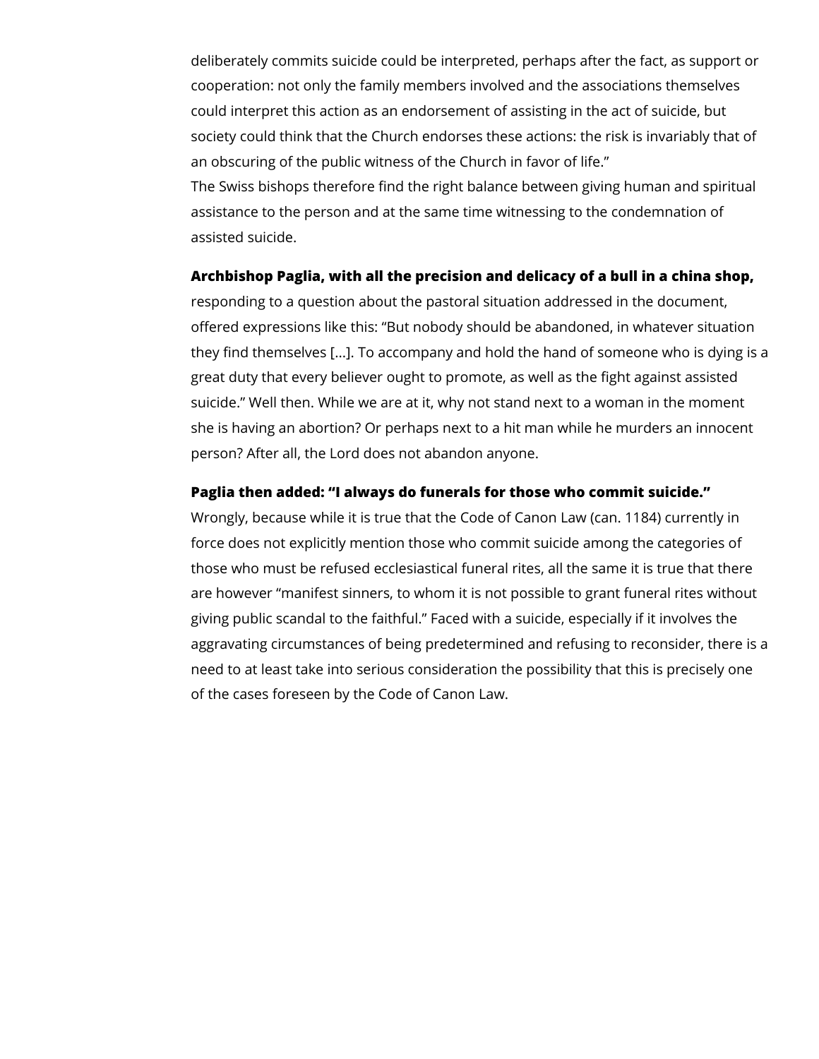deliberately commits suicide could be interpreted, perhaps after the fact, as support or cooperation: not only the family members involved and the associations themselves could interpret this action as an endorsement of assisting in the act of suicide, but society could think that the Church endorses these actions: the risk is invariably that of an obscuring of the public witness of the Church in favor of life."

The Swiss bishops therefore find the right balance between giving human and spiritual assistance to the person and at the same time witnessing to the condemnation of assisted suicide.

**Archbishop Paglia, with all the precision and delicacy of a bull in a china shop,** responding to a question about the pastoral situation addressed in the document, offered expressions like this: "But nobody should be abandoned, in whatever situation they find themselves [...]. To accompany and hold the hand of someone who is dying is a great duty that every believer ought to promote, as well as the fight against assisted suicide." Well then. While we are at it, why not stand next to a woman in the moment she is having an abortion? Or perhaps next to a hit man while he murders an innocent person? After all, the Lord does not abandon anyone.

**Paglia then added: "I always do funerals for those who commit suicide."** Wrongly, because while it is true that the Code of Canon Law (can. 1184) currently in force does not explicitly mention those who commit suicide among the categories of those who must be refused ecclesiastical funeral rites, all the same it is true that there are however "manifest sinners, to whom it is not possible to grant funeral rites without giving public scandal to the faithful." Faced with a suicide, especially if it involves the aggravating circumstances of being predetermined and refusing to reconsider, there is a need to at least take into serious consideration the possibility that this is precisely one of the cases foreseen by the Code of Canon Law.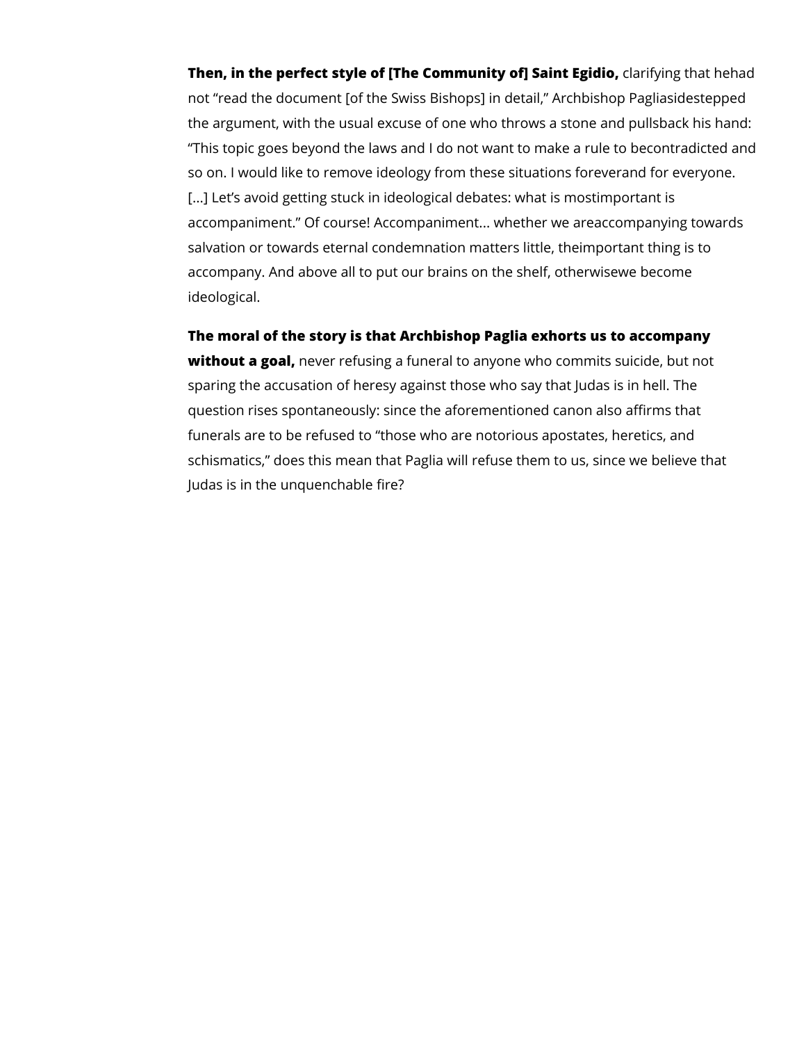**Then, in the perfect style of [The Community of] Saint Egidio,** clarifying that hehad not "read the document [of the Swiss Bishops] in detail," Archbishop Pagliasidestepped the argument, with the usual excuse of one who throws a stone and pullsback his hand: "This topic goes beyond the laws and I do not want to make a rule to becontradicted and so on. I would like to remove ideology from these situations foreverand for everyone. [...] Let's avoid getting stuck in ideological debates: what is mostimportant is accompaniment." Of course! Accompaniment... whether we areaccompanying towards salvation or towards eternal condemnation matters little, theimportant thing is to accompany. And above all to put our brains on the shelf, otherwisewe become ideological.

**The moral of the story is that Archbishop Paglia exhorts us to accompany without a goal,** never refusing a funeral to anyone who commits suicide, but not sparing the accusation of heresy against those who say that Judas is in hell. The question rises spontaneously: since the aforementioned canon also affirms that funerals are to be refused to "those who are notorious apostates, heretics, and schismatics," does this mean that Paglia will refuse them to us, since we believe that Judas is in the unquenchable fire?